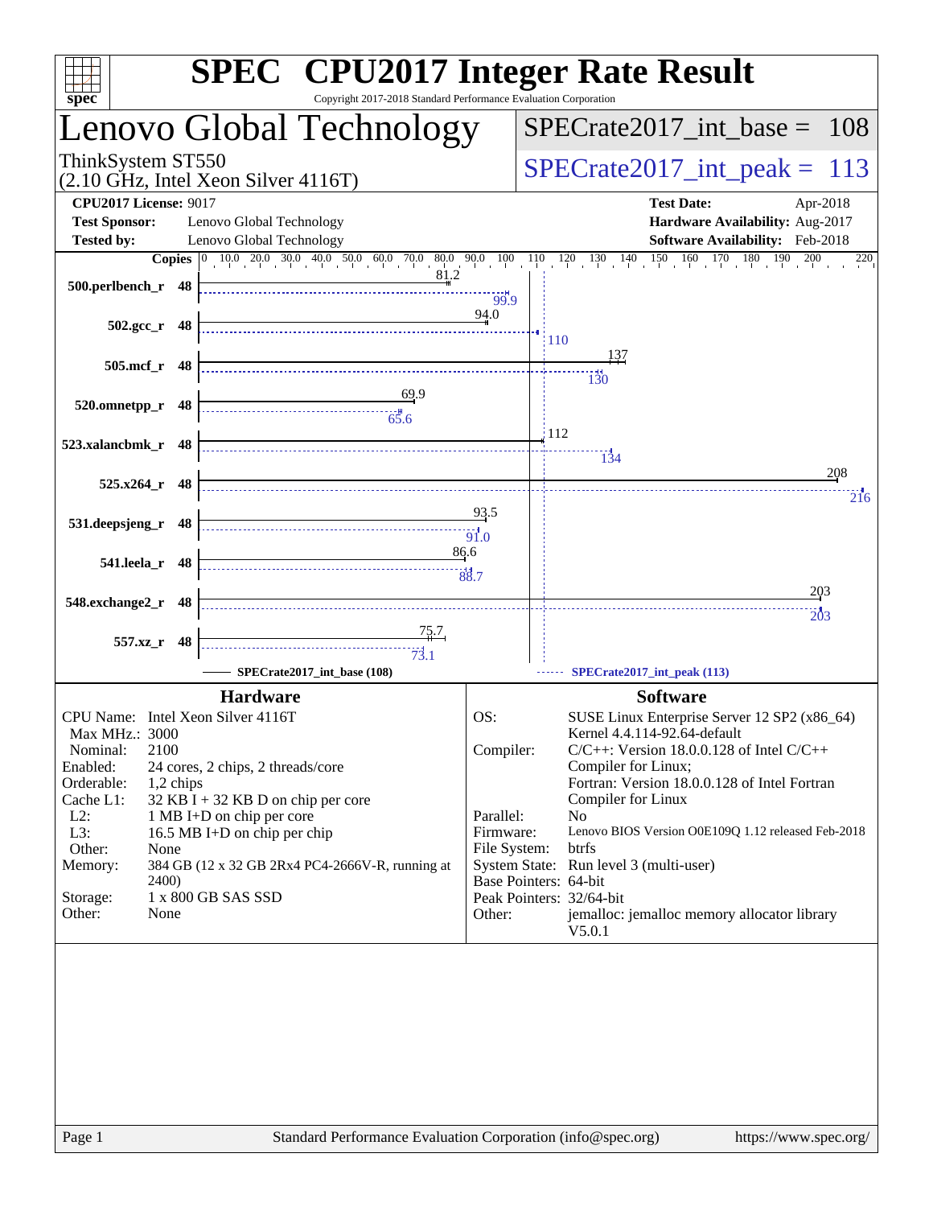# SPEC CPU2017 Integer Rate Result

Copyright 2017-2018 Standard Performance Evaluation Corporation

## Lenovo Global Technology

ThinkSystem ST550
(2.10 GHz, Intel Xeon Silver 4116T)

SPECrate2017_int_base = 108

SPECrate2017_int_peak = 113

**CPU2017 License:** 9017
**Test Sponsor:** Lenovo Global Technology
**Tested by:** Lenovo Global Technology

**Test Date:** Apr-2018
**Hardware Availability:** Aug-2017
**Software Availability:** Feb-2018

| Benchmark | Copies | SPECrate2017_int_base (108) | SPECrate2017_int_peak (113) |
|---|---|---|---|
| 500.perlbench_r | 48 | 81.2 | 99.9 |
| 502.gcc_r | 48 | 94.0 | 110 |
| 505.mcf_r | 48 | 137 | 130 |
| 520.omnetpp_r | 48 | 69.9 | 65.6 |
| 523.xalancbmk_r | 48 | 112 | 134 |
| 525.x264_r | 48 | 208 | 216 |
| 531.deepsjeng_r | 48 | 93.5 | 91.0 |
| 541.leela_r | 48 | 86.6 | 88.7 |
| 548.exchange2_r | 48 | 203 | 203 |
| 557.xz_r | 48 | 75.7 | 73.1 |

### Hardware

| | |
|---|---|
| CPU Name: | Intel Xeon Silver 4116T |
| Max MHz.: | 3000 |
| Nominal: | 2100 |
| Enabled: | 24 cores, 2 chips, 2 threads/core |
| Orderable: | 1,2 chips |
| Cache L1: | 32 KB I + 32 KB D on chip per core |
| L2: | 1 MB I+D on chip per core |
| L3: | 16.5 MB I+D on chip per chip |
| Other: | None |
| Memory: | 384 GB (12 x 32 GB 2Rx4 PC4-2666V-R, running at 2400) |
| Storage: | 1 x 800 GB SAS SSD |
| Other: | None |

### Software

| | |
|---|---|
| OS: | SUSE Linux Enterprise Server 12 SP2 (x86_64) Kernel 4.4.114-92.64-default |
| Compiler: | C/C++: Version 18.0.0.128 of Intel C/C++ Compiler for Linux; Fortran: Version 18.0.0.128 of Intel Fortran Compiler for Linux |
| Parallel: | No |
| Firmware: | Lenovo BIOS Version O0E109Q 1.12 released Feb-2018 |
| File System: | btrfs |
| System State: | Run level 3 (multi-user) |
| Base Pointers: | 64-bit |
| Peak Pointers: | 32/64-bit |
| Other: | jemalloc: jemalloc memory allocator library V5.0.1 |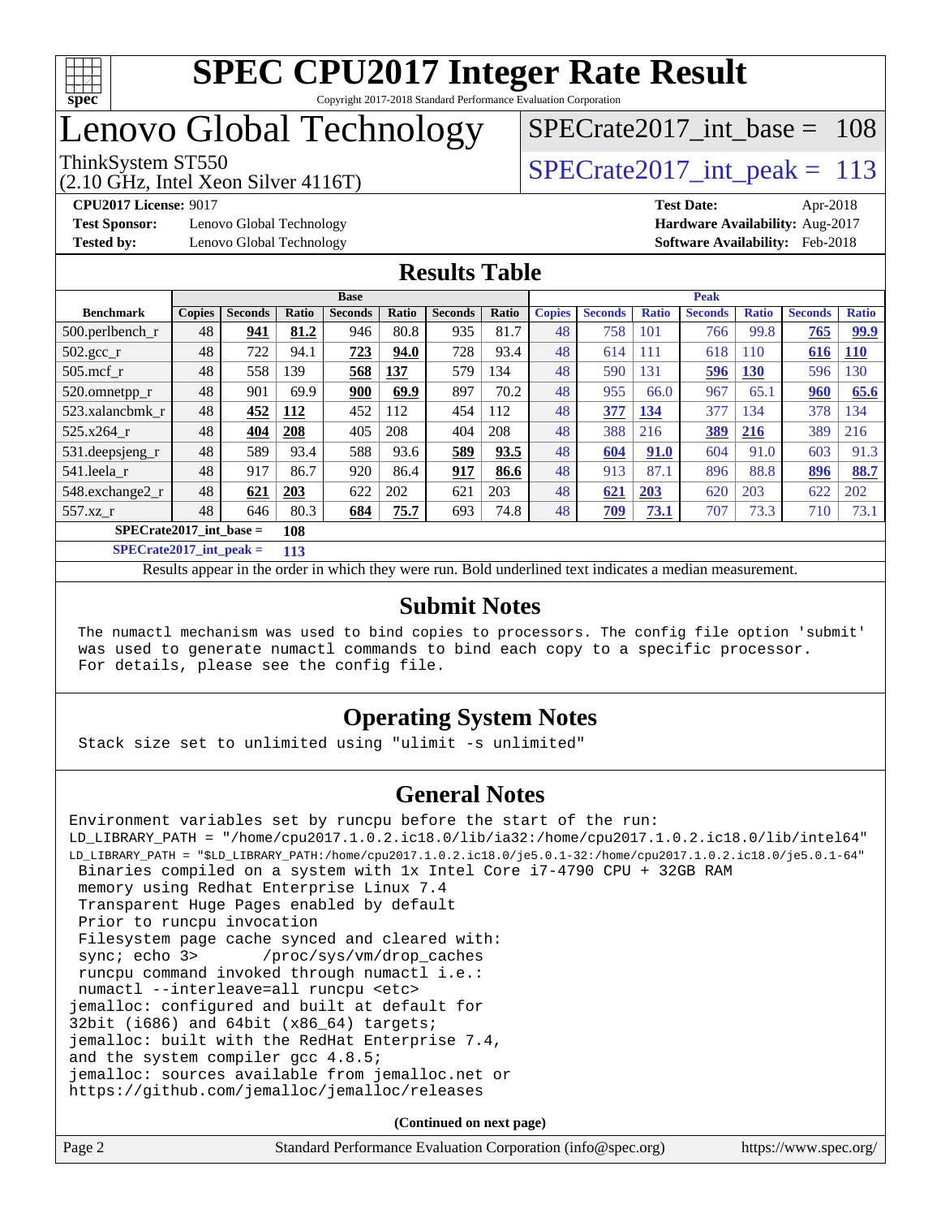# SPEC CPU2017 Integer Rate Result

Copyright 2017-2018 Standard Performance Evaluation Corporation

# Lenovo Global Technology

ThinkSystem ST550
(2.10 GHz, Intel Xeon Silver 4116T)

SPECrate2017_int_base = 108

SPECrate2017_int_peak = 113

**CPU2017 License:** 9017
**Test Sponsor:** Lenovo Global Technology
**Tested by:** Lenovo Global Technology

**Test Date:** Apr-2018
**Hardware Availability:** Aug-2017
**Software Availability:** Feb-2018

## Results Table

| Benchmark | Base | | | | | | | Peak | | | | | | |
|---|---|---|---|---|---|---|---|---|---|---|---|---|---|---|
| | Copies | Seconds | Ratio | Seconds | Ratio | Seconds | Ratio | Copies | Seconds | Ratio | Seconds | Ratio | Seconds | Ratio |
| 500.perlbench_r | 48 | **941** | **81.2** | 946 | 80.8 | 935 | 81.7 | 48 | 758 | 101 | 766 | 99.8 | **765** | **99.9** |
| 502.gcc_r | 48 | 722 | 94.1 | **723** | **94.0** | 728 | 93.4 | 48 | 614 | 111 | 618 | 110 | **616** | **110** |
| 505.mcf_r | 48 | 558 | 139 | **568** | **137** | 579 | 134 | 48 | 590 | 131 | **596** | **130** | 596 | 130 |
| 520.omnetpp_r | 48 | 901 | 69.9 | **900** | **69.9** | 897 | 70.2 | 48 | 955 | 66.0 | 967 | 65.1 | **960** | **65.6** |
| 523.xalancbmk_r | 48 | **452** | **112** | 452 | 112 | 454 | 112 | 48 | **377** | **134** | 377 | 134 | 378 | 134 |
| 525.x264_r | 48 | **404** | **208** | 405 | 208 | 404 | 208 | 48 | 388 | 216 | **389** | **216** | 389 | 216 |
| 531.deepsjeng_r | 48 | 589 | 93.4 | 588 | 93.6 | **589** | **93.5** | 48 | **604** | **91.0** | 604 | 91.0 | 603 | 91.3 |
| 541.leela_r | 48 | 917 | 86.7 | 920 | 86.4 | **917** | **86.6** | 48 | 913 | 87.1 | 896 | 88.8 | **896** | **88.7** |
| 548.exchange2_r | 48 | **621** | **203** | 622 | 202 | 621 | 203 | 48 | **621** | **203** | 620 | 203 | 622 | 202 |
| 557.xz_r | 48 | 646 | 80.3 | **684** | **75.7** | 693 | 74.8 | 48 | **709** | **73.1** | 707 | 73.3 | 710 | 73.1 |

**SPECrate2017_int_base = 108**

**SPECrate2017_int_peak = 113**

Results appear in the order in which they were run. Bold underlined text indicates a median measurement.

## Submit Notes

```
The numactl mechanism was used to bind copies to processors. The config file option 'submit'
was used to generate numactl commands to bind each copy to a specific processor.
For details, please see the config file.
```

## Operating System Notes

```
Stack size set to unlimited using "ulimit -s unlimited"
```

## General Notes

```
Environment variables set by runcpu before the start of the run:
LD_LIBRARY_PATH = "/home/cpu2017.1.0.2.ic18.0/lib/ia32:/home/cpu2017.1.0.2.ic18.0/lib/intel64"
LD_LIBRARY_PATH = "$LD_LIBRARY_PATH:/home/cpu2017.1.0.2.ic18.0/je5.0.1-32:/home/cpu2017.1.0.2.ic18.0/je5.0.1-64"
 Binaries compiled on a system with 1x Intel Core i7-4790 CPU + 32GB RAM
 memory using Redhat Enterprise Linux 7.4
 Transparent Huge Pages enabled by default
 Prior to runcpu invocation
 Filesystem page cache synced and cleared with:
 sync; echo 3>       /proc/sys/vm/drop_caches
 runcpu command invoked through numactl i.e.:
 numactl --interleave=all runcpu <etc>
jemalloc: configured and built at default for
32bit (i686) and 64bit (x86_64) targets;
jemalloc: built with the RedHat Enterprise 7.4,
and the system compiler gcc 4.8.5;
jemalloc: sources available from jemalloc.net or
https://github.com/jemalloc/jemalloc/releases
```

**(Continued on next page)**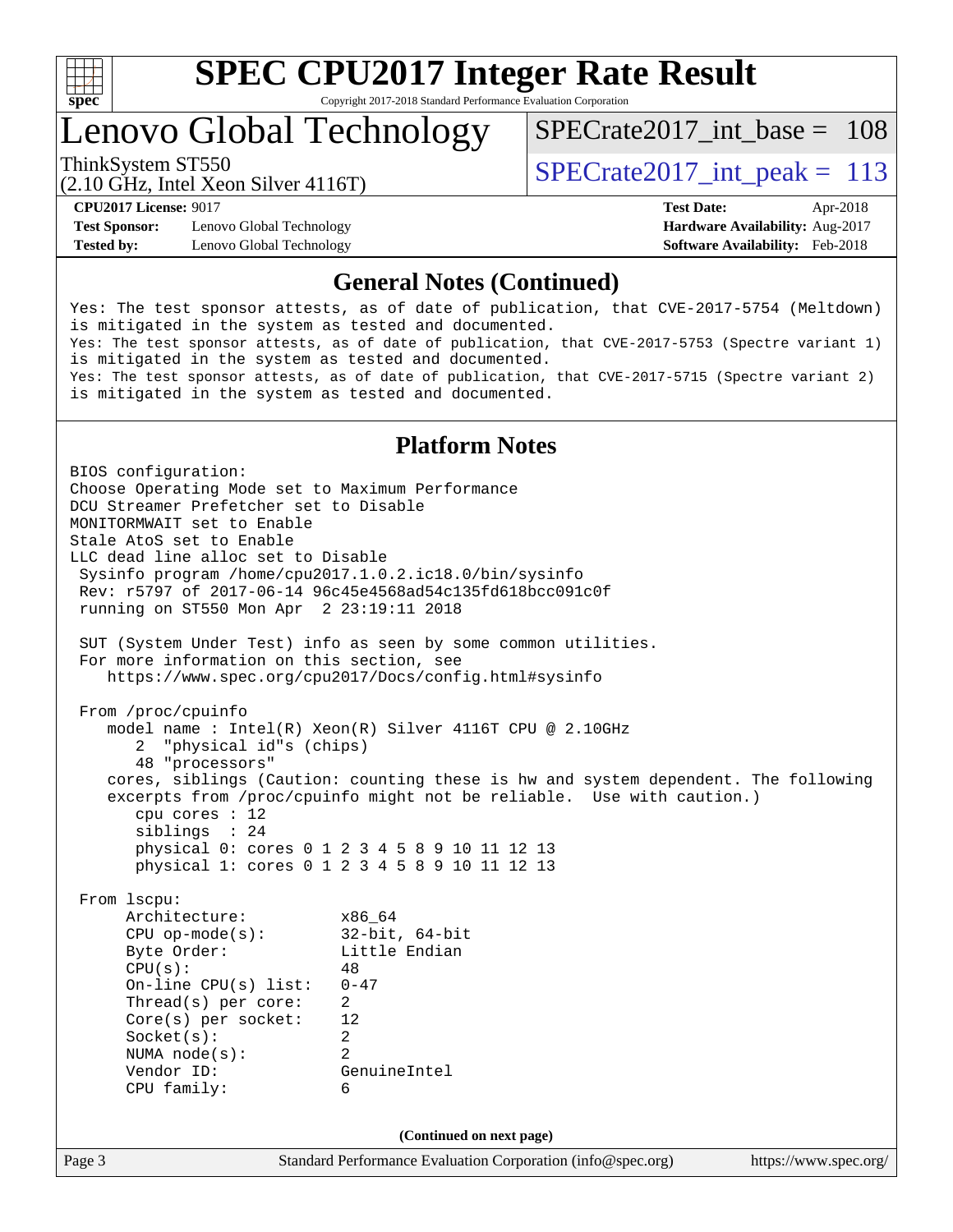# SPEC CPU2017 Integer Rate Result

Copyright 2017-2018 Standard Performance Evaluation Corporation

## Lenovo Global Technology

ThinkSystem ST550
(2.10 GHz, Intel Xeon Silver 4116T)

SPECrate2017_int_base = 108

SPECrate2017_int_peak = 113

**CPU2017 License:** 9017
**Test Sponsor:** Lenovo Global Technology
**Tested by:** Lenovo Global Technology

**Test Date:** Apr-2018
**Hardware Availability:** Aug-2017
**Software Availability:** Feb-2018

### General Notes (Continued)

```
Yes: The test sponsor attests, as of date of publication, that CVE-2017-5754 (Meltdown)
is mitigated in the system as tested and documented.
Yes: The test sponsor attests, as of date of publication, that CVE-2017-5753 (Spectre variant 1)
is mitigated in the system as tested and documented.
Yes: The test sponsor attests, as of date of publication, that CVE-2017-5715 (Spectre variant 2)
is mitigated in the system as tested and documented.
```

### Platform Notes

```
BIOS configuration:
Choose Operating Mode set to Maximum Performance
DCU Streamer Prefetcher set to Disable
MONITORMWAIT set to Enable
Stale AtoS set to Enable
LLC dead line alloc set to Disable
 Sysinfo program /home/cpu2017.1.0.2.ic18.0/bin/sysinfo
 Rev: r5797 of 2017-06-14 96c45e4568ad54c135fd618bcc091c0f
 running on ST550 Mon Apr  2 23:19:11 2018

 SUT (System Under Test) info as seen by some common utilities.
 For more information on this section, see
    https://www.spec.org/cpu2017/Docs/config.html#sysinfo

 From /proc/cpuinfo
    model name : Intel(R) Xeon(R) Silver 4116T CPU @ 2.10GHz
       2  "physical id"s (chips)
       48 "processors"
    cores, siblings (Caution: counting these is hw and system dependent. The following
    excerpts from /proc/cpuinfo might not be reliable.  Use with caution.)
       cpu cores : 12
       siblings  : 24
       physical 0: cores 0 1 2 3 4 5 8 9 10 11 12 13
       physical 1: cores 0 1 2 3 4 5 8 9 10 11 12 13

 From lscpu:
      Architecture:          x86_64
      CPU op-mode(s):        32-bit, 64-bit
      Byte Order:            Little Endian
      CPU(s):                48
      On-line CPU(s) list:   0-47
      Thread(s) per core:    2
      Core(s) per socket:    12
      Socket(s):             2
      NUMA node(s):          2
      Vendor ID:             GenuineIntel
      CPU family:            6
```

(Continued on next page)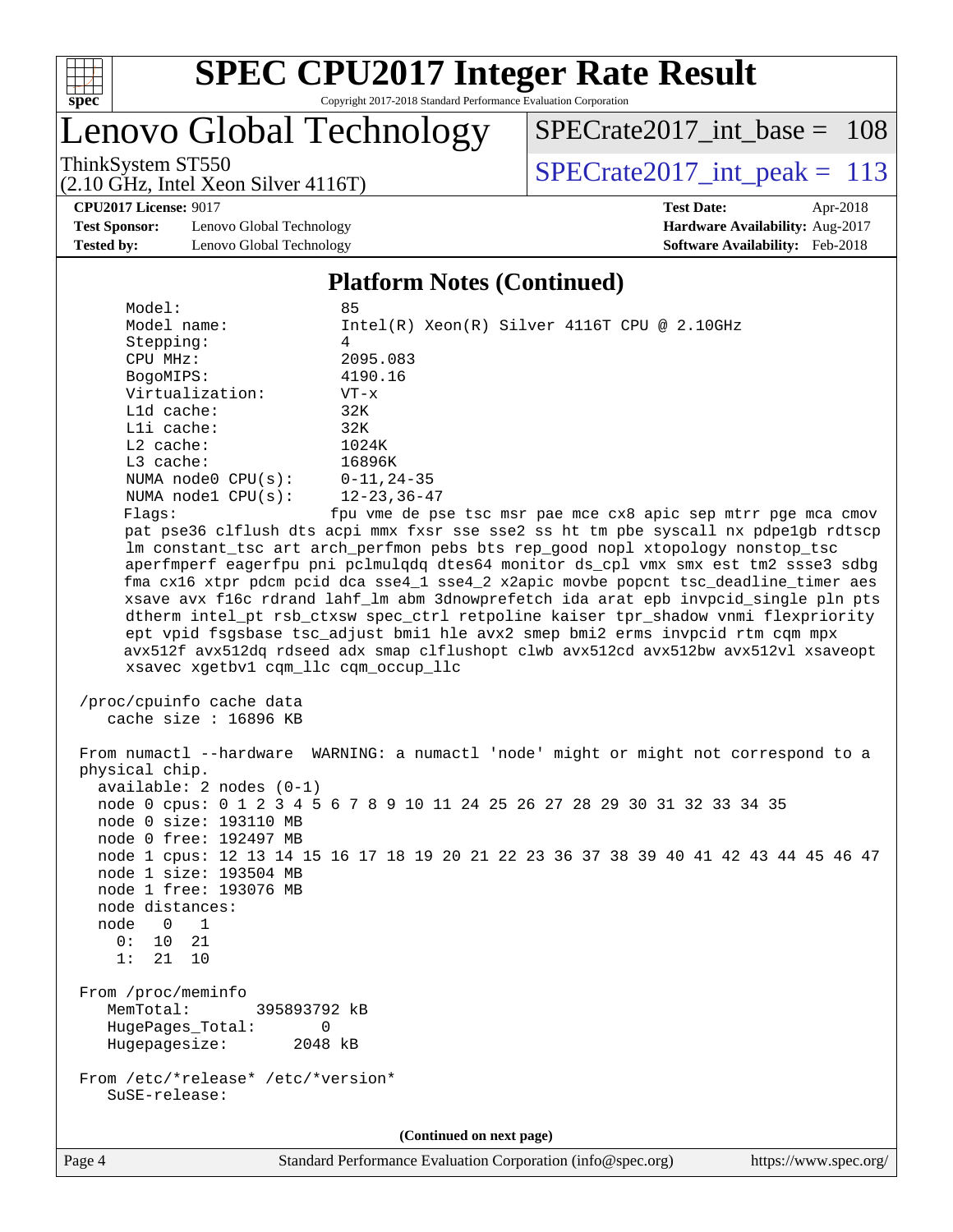# SPEC CPU2017 Integer Rate Result

Copyright 2017-2018 Standard Performance Evaluation Corporation

## Lenovo Global Technology

ThinkSystem ST550
(2.10 GHz, Intel Xeon Silver 4116T)

SPECrate2017_int_base = 108

SPECrate2017_int_peak = 113

**CPU2017 License:** 9017
**Test Sponsor:** Lenovo Global Technology
**Tested by:** Lenovo Global Technology

**Test Date:** Apr-2018
**Hardware Availability:** Aug-2017
**Software Availability:** Feb-2018

### Platform Notes (Continued)

```
    Model:                 85
    Model name:            Intel(R) Xeon(R) Silver 4116T CPU @ 2.10GHz
    Stepping:              4
    CPU MHz:               2095.083
    BogoMIPS:              4190.16
    Virtualization:        VT-x
    L1d cache:             32K
    L1i cache:             32K
    L2 cache:              1024K
    L3 cache:              16896K
    NUMA node0 CPU(s):     0-11,24-35
    NUMA node1 CPU(s):     12-23,36-47
    Flags:                 fpu vme de pse tsc msr pae mce cx8 apic sep mtrr pge mca cmov
    pat pse36 clflush dts acpi mmx fxsr sse sse2 ss ht tm pbe syscall nx pdpe1gb rdtscp
    lm constant_tsc art arch_perfmon pebs bts rep_good nopl xtopology nonstop_tsc
    aperfmperf eagerfpu pni pclmulqdq dtes64 monitor ds_cpl vmx smx est tm2 ssse3 sdbg
    fma cx16 xtpr pdcm pcid dca sse4_1 sse4_2 x2apic movbe popcnt tsc_deadline_timer aes
    xsave avx f16c rdrand lahf_lm abm 3dnowprefetch ida arat epb invpcid_single pln pts
    dtherm intel_pt rsb_ctxsw spec_ctrl retpoline kaiser tpr_shadow vnmi flexpriority
    ept vpid fsgsbase tsc_adjust bmi1 hle avx2 smep bmi2 erms invpcid rtm cqm mpx
    avx512f avx512dq rdseed adx smap clflushopt clwb avx512cd avx512bw avx512vl xsaveopt
    xsavec xgetbv1 cqm_llc cqm_occup_llc

 /proc/cpuinfo cache data
    cache size : 16896 KB

 From numactl --hardware  WARNING: a numactl 'node' might or might not correspond to a
 physical chip.
   available: 2 nodes (0-1)
   node 0 cpus: 0 1 2 3 4 5 6 7 8 9 10 11 24 25 26 27 28 29 30 31 32 33 34 35
   node 0 size: 193110 MB
   node 0 free: 192497 MB
   node 1 cpus: 12 13 14 15 16 17 18 19 20 21 22 23 36 37 38 39 40 41 42 43 44 45 46 47
   node 1 size: 193504 MB
   node 1 free: 193076 MB
   node distances:
   node   0   1
     0:  10  21
     1:  21  10

 From /proc/meminfo
    MemTotal:       395893792 kB
    HugePages_Total:       0
    Hugepagesize:       2048 kB

 From /etc/*release* /etc/*version*
    SuSE-release:
```

(Continued on next page)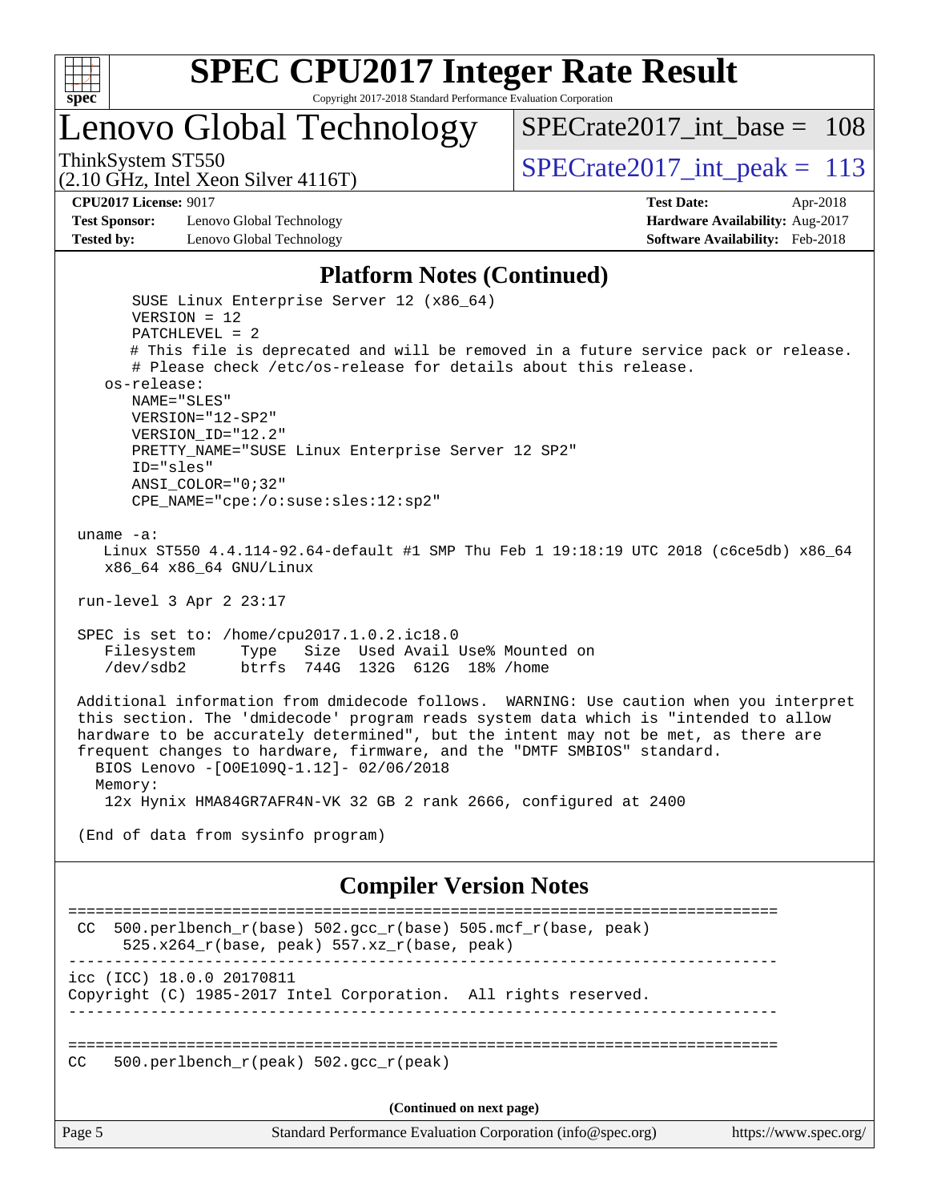## Platform Notes (Continued)

```
      SUSE Linux Enterprise Server 12 (x86_64)
      VERSION = 12
      PATCHLEVEL = 2
      # This file is deprecated and will be removed in a future service pack or release.
      # Please check /etc/os-release for details about this release.
   os-release:
      NAME="SLES"
      VERSION="12-SP2"
      VERSION_ID="12.2"
      PRETTY_NAME="SUSE Linux Enterprise Server 12 SP2"
      ID="sles"
      ANSI_COLOR="0;32"
      CPE_NAME="cpe:/o:suse:sles:12:sp2"

 uname -a:
    Linux ST550 4.4.114-92.64-default #1 SMP Thu Feb 1 19:18:19 UTC 2018 (c6ce5db) x86_64
    x86_64 x86_64 GNU/Linux

 run-level 3 Apr 2 23:17

 SPEC is set to: /home/cpu2017.1.0.2.ic18.0
    Filesystem     Type   Size  Used Avail Use% Mounted on
    /dev/sdb2      btrfs  744G  132G  612G  18% /home

 Additional information from dmidecode follows.  WARNING: Use caution when you interpret
 this section. The 'dmidecode' program reads system data which is "intended to allow
 hardware to be accurately determined", but the intent may not be met, as there are
 frequent changes to hardware, firmware, and the "DMTF SMBIOS" standard.
   BIOS Lenovo -[O0E109Q-1.12]- 02/06/2018
   Memory:
    12x Hynix HMA84GR7AFR4N-VK 32 GB 2 rank 2666, configured at 2400

 (End of data from sysinfo program)
```

## Compiler Version Notes

```
==============================================================================
 CC  500.perlbench_r(base) 502.gcc_r(base) 505.mcf_r(base, peak)
      525.x264_r(base, peak) 557.xz_r(base, peak)
------------------------------------------------------------------------------
icc (ICC) 18.0.0 20170811
Copyright (C) 1985-2017 Intel Corporation.  All rights reserved.
------------------------------------------------------------------------------

==============================================================================
CC   500.perlbench_r(peak) 502.gcc_r(peak)
```

(Continued on next page)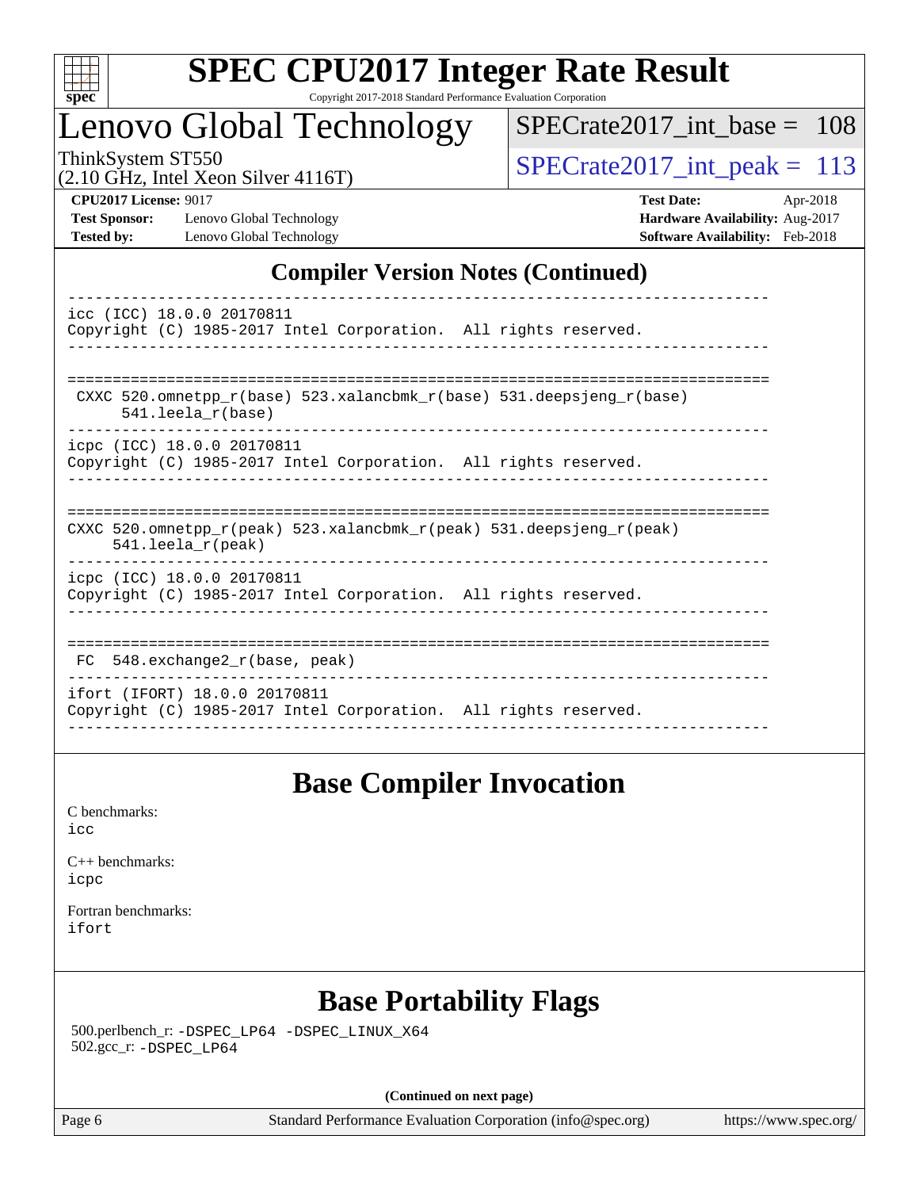# SPEC CPU2017 Integer Rate Result

Copyright 2017-2018 Standard Performance Evaluation Corporation

## Lenovo Global Technology

ThinkSystem ST550
(2.10 GHz, Intel Xeon Silver 4116T)

SPECrate2017_int_base = 108

SPECrate2017_int_peak = 113

**CPU2017 License:** 9017
**Test Sponsor:** Lenovo Global Technology
**Tested by:** Lenovo Global Technology

**Test Date:** Apr-2018
**Hardware Availability:** Aug-2017
**Software Availability:** Feb-2018

## Compiler Version Notes (Continued)

```
------------------------------------------------------------------------------
icc (ICC) 18.0.0 20170811
Copyright (C) 1985-2017 Intel Corporation.  All rights reserved.
------------------------------------------------------------------------------

==============================================================================
 CXXC 520.omnetpp_r(base) 523.xalancbmk_r(base) 531.deepsjeng_r(base)
      541.leela_r(base)
------------------------------------------------------------------------------
icpc (ICC) 18.0.0 20170811
Copyright (C) 1985-2017 Intel Corporation.  All rights reserved.
------------------------------------------------------------------------------

==============================================================================
CXXC 520.omnetpp_r(peak) 523.xalancbmk_r(peak) 531.deepsjeng_r(peak)
     541.leela_r(peak)
------------------------------------------------------------------------------
icpc (ICC) 18.0.0 20170811
Copyright (C) 1985-2017 Intel Corporation.  All rights reserved.
------------------------------------------------------------------------------

==============================================================================
 FC  548.exchange2_r(base, peak)
------------------------------------------------------------------------------
ifort (IFORT) 18.0.0 20170811
Copyright (C) 1985-2017 Intel Corporation.  All rights reserved.
------------------------------------------------------------------------------
```

## Base Compiler Invocation

C benchmarks:
icc

C++ benchmarks:
icpc

Fortran benchmarks:
ifort

## Base Portability Flags

500.perlbench_r: -DSPEC_LP64 -DSPEC_LINUX_X64
502.gcc_r: -DSPEC_LP64

**(Continued on next page)**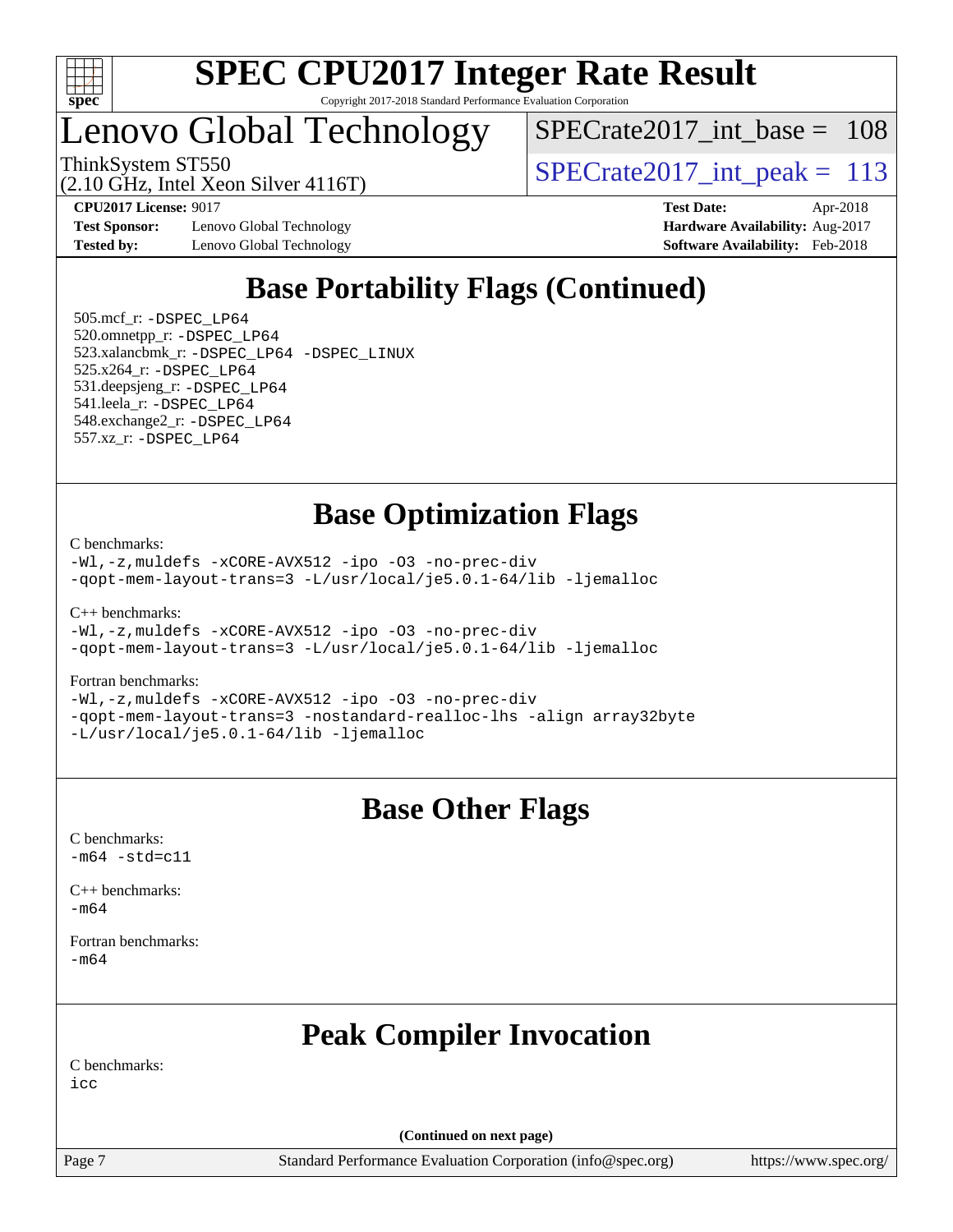# SPEC CPU2017 Integer Rate Result

Copyright 2017-2018 Standard Performance Evaluation Corporation

# Lenovo Global Technology

ThinkSystem ST550
(2.10 GHz, Intel Xeon Silver 4116T)

SPECrate2017_int_base = 108

SPECrate2017_int_peak = 113

**CPU2017 License:** 9017
**Test Sponsor:** Lenovo Global Technology
**Tested by:** Lenovo Global Technology

**Test Date:** Apr-2018
**Hardware Availability:** Aug-2017
**Software Availability:** Feb-2018

## Base Portability Flags (Continued)

505.mcf_r: -DSPEC_LP64
520.omnetpp_r: -DSPEC_LP64
523.xalancbmk_r: -DSPEC_LP64 -DSPEC_LINUX
525.x264_r: -DSPEC_LP64
531.deepsjeng_r: -DSPEC_LP64
541.leela_r: -DSPEC_LP64
548.exchange2_r: -DSPEC_LP64
557.xz_r: -DSPEC_LP64

## Base Optimization Flags

C benchmarks:
-Wl,-z,muldefs -xCORE-AVX512 -ipo -O3 -no-prec-div
-qopt-mem-layout-trans=3 -L/usr/local/je5.0.1-64/lib -ljemalloc

C++ benchmarks:
-Wl,-z,muldefs -xCORE-AVX512 -ipo -O3 -no-prec-div
-qopt-mem-layout-trans=3 -L/usr/local/je5.0.1-64/lib -ljemalloc

Fortran benchmarks:
-Wl,-z,muldefs -xCORE-AVX512 -ipo -O3 -no-prec-div
-qopt-mem-layout-trans=3 -nostandard-realloc-lhs -align array32byte
-L/usr/local/je5.0.1-64/lib -ljemalloc

## Base Other Flags

C benchmarks:
-m64 -std=c11

C++ benchmarks:
-m64

Fortran benchmarks:
-m64

## Peak Compiler Invocation

C benchmarks:
icc

(Continued on next page)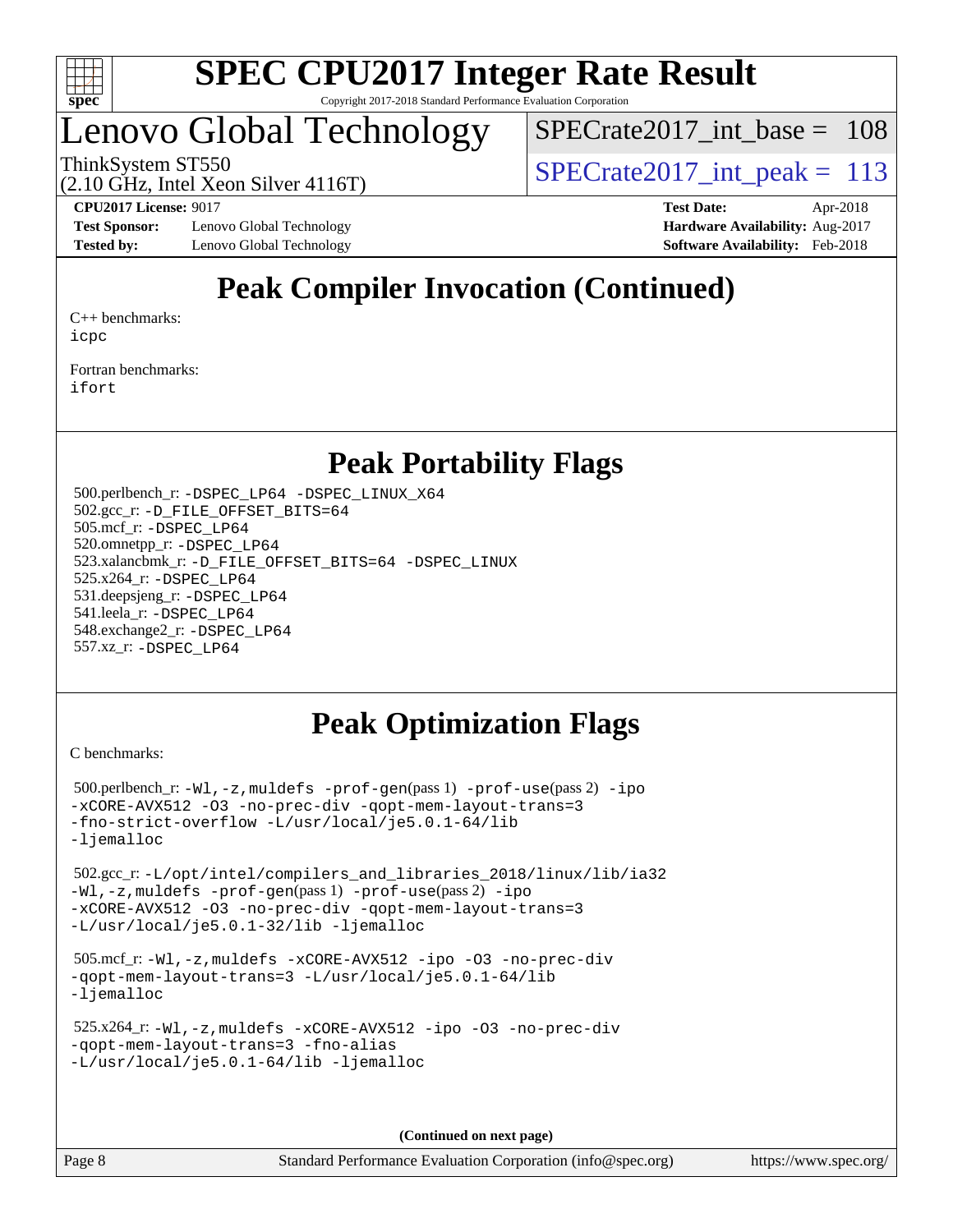# Lenovo Global Technology

ThinkSystem ST550
(2.10 GHz, Intel Xeon Silver 4116T)

SPECrate2017_int_base = 108
SPECrate2017_int_peak = 113

**CPU2017 License:** 9017
**Test Sponsor:** Lenovo Global Technology
**Tested by:** Lenovo Global Technology

**Test Date:** Apr-2018
**Hardware Availability:** Aug-2017
**Software Availability:** Feb-2018

## Peak Compiler Invocation (Continued)

C++ benchmarks:
icpc

Fortran benchmarks:
ifort

## Peak Portability Flags

500.perlbench_r: -DSPEC_LP64 -DSPEC_LINUX_X64
502.gcc_r: -D_FILE_OFFSET_BITS=64
505.mcf_r: -DSPEC_LP64
520.omnetpp_r: -DSPEC_LP64
523.xalancbmk_r: -D_FILE_OFFSET_BITS=64 -DSPEC_LINUX
525.x264_r: -DSPEC_LP64
531.deepsjeng_r: -DSPEC_LP64
541.leela_r: -DSPEC_LP64
548.exchange2_r: -DSPEC_LP64
557.xz_r: -DSPEC_LP64

## Peak Optimization Flags

C benchmarks:

500.perlbench_r: -Wl,-z,muldefs -prof-gen(pass 1) -prof-use(pass 2) -ipo -xCORE-AVX512 -O3 -no-prec-div -qopt-mem-layout-trans=3 -fno-strict-overflow -L/usr/local/je5.0.1-64/lib -ljemalloc

502.gcc_r: -L/opt/intel/compilers_and_libraries_2018/linux/lib/ia32 -Wl,-z,muldefs -prof-gen(pass 1) -prof-use(pass 2) -ipo -xCORE-AVX512 -O3 -no-prec-div -qopt-mem-layout-trans=3 -L/usr/local/je5.0.1-32/lib -ljemalloc

505.mcf_r: -Wl,-z,muldefs -xCORE-AVX512 -ipo -O3 -no-prec-div -qopt-mem-layout-trans=3 -L/usr/local/je5.0.1-64/lib -ljemalloc

525.x264_r: -Wl,-z,muldefs -xCORE-AVX512 -ipo -O3 -no-prec-div -qopt-mem-layout-trans=3 -fno-alias -L/usr/local/je5.0.1-64/lib -ljemalloc

**(Continued on next page)**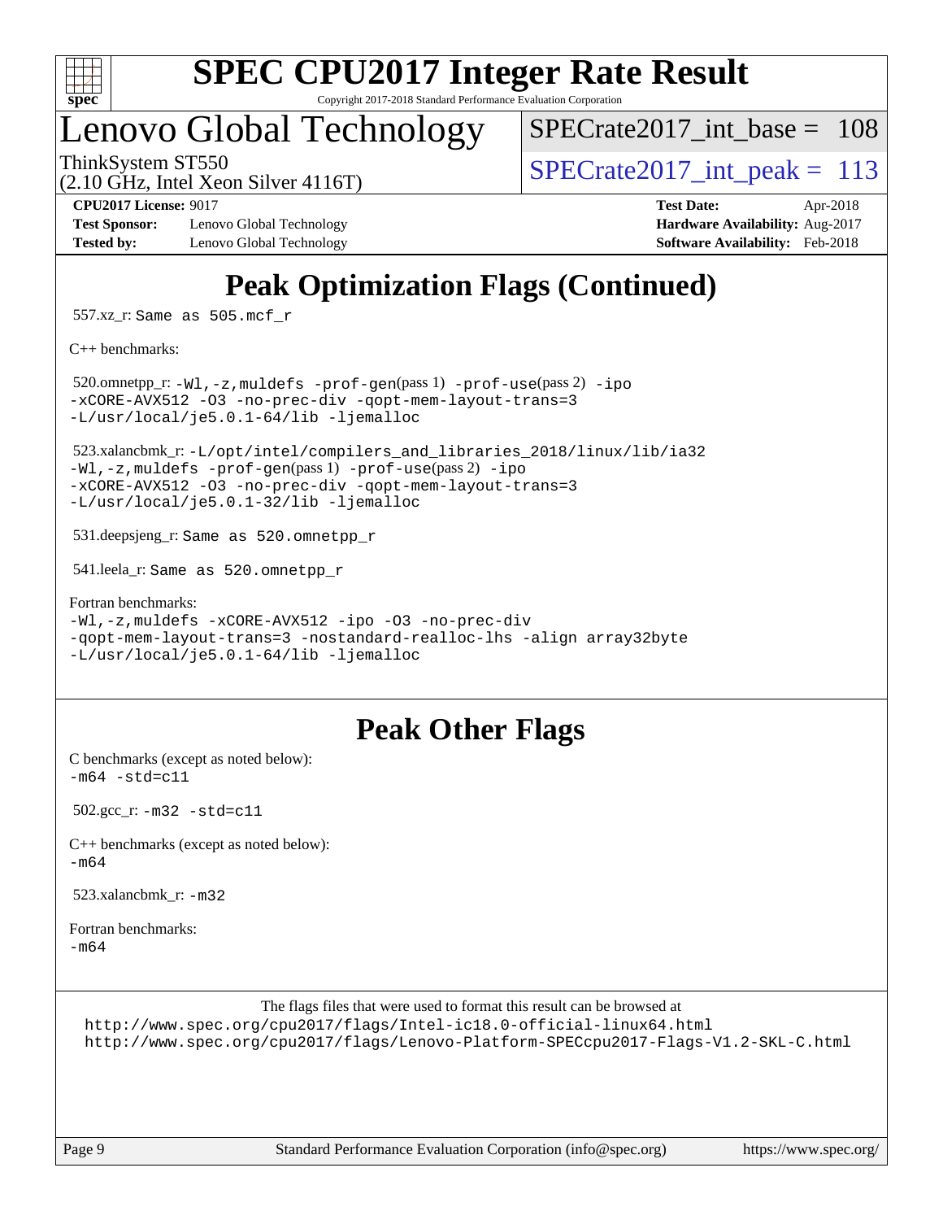# Peak Optimization Flags (Continued)

557.xz_r: `Same as 505.mcf_r`

C++ benchmarks:

520.omnetpp_r: `-Wl,-z,muldefs -prof-gen`(pass 1) `-prof-use`(pass 2) `-ipo -xCORE-AVX512 -O3 -no-prec-div -qopt-mem-layout-trans=3 -L/usr/local/je5.0.1-64/lib -ljemalloc`

523.xalancbmk_r: `-L/opt/intel/compilers_and_libraries_2018/linux/lib/ia32 -Wl,-z,muldefs -prof-gen`(pass 1) `-prof-use`(pass 2) `-ipo -xCORE-AVX512 -O3 -no-prec-div -qopt-mem-layout-trans=3 -L/usr/local/je5.0.1-32/lib -ljemalloc`

531.deepsjeng_r: `Same as 520.omnetpp_r`

541.leela_r: `Same as 520.omnetpp_r`

Fortran benchmarks:
`-Wl,-z,muldefs -xCORE-AVX512 -ipo -O3 -no-prec-div -qopt-mem-layout-trans=3 -nostandard-realloc-lhs -align array32byte -L/usr/local/je5.0.1-64/lib -ljemalloc`

# Peak Other Flags

C benchmarks (except as noted below):
`-m64 -std=c11`

502.gcc_r: `-m32 -std=c11`

C++ benchmarks (except as noted below):
`-m64`

523.xalancbmk_r: `-m32`

Fortran benchmarks:
`-m64`

The flags files that were used to format this result can be browsed at
http://www.spec.org/cpu2017/flags/Intel-ic18.0-official-linux64.html
http://www.spec.org/cpu2017/flags/Lenovo-Platform-SPECcpu2017-Flags-V1.2-SKL-C.html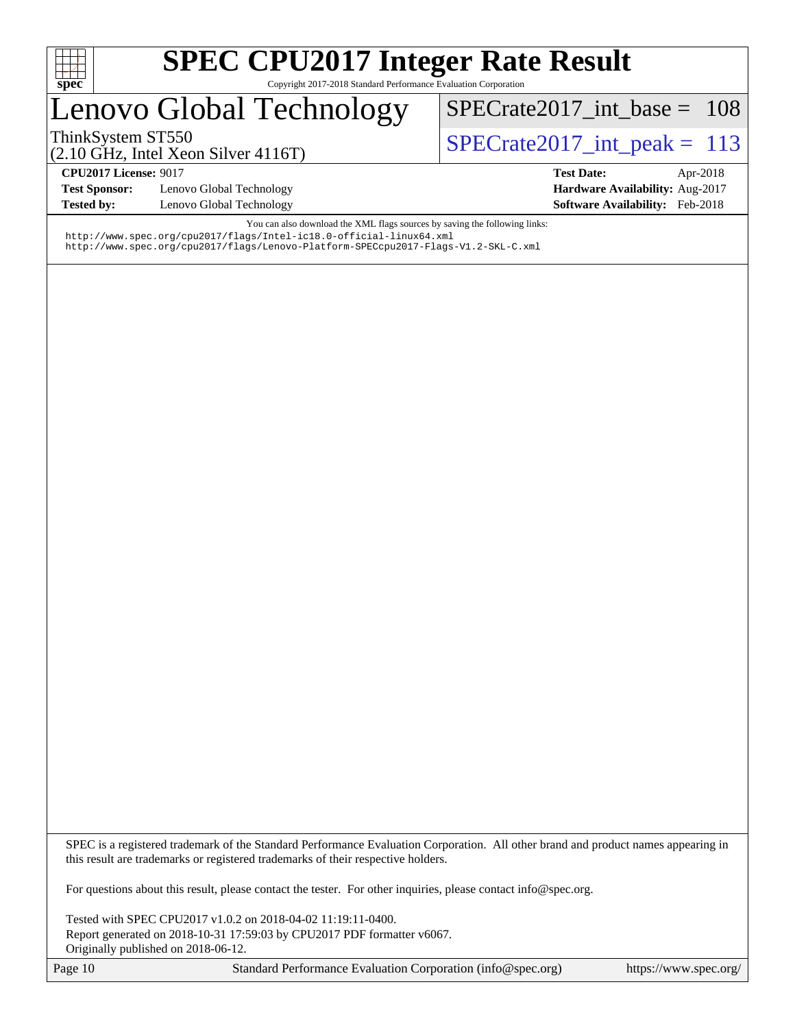You can also download the XML flags sources by saving the following links:

```
http://www.spec.org/cpu2017/flags/Intel-ic18.0-official-linux64.xml
http://www.spec.org/cpu2017/flags/Lenovo-Platform-SPECcpu2017-Flags-V1.2-SKL-C.xml
```

SPEC is a registered trademark of the Standard Performance Evaluation Corporation. All other brand and product names appearing in this result are trademarks or registered trademarks of their respective holders.

For questions about this result, please contact the tester. For other inquiries, please contact info@spec.org.

Tested with SPEC CPU2017 v1.0.2 on 2018-04-02 11:19:11-0400.
Report generated on 2018-10-31 17:59:03 by CPU2017 PDF formatter v6067.
Originally published on 2018-06-12.